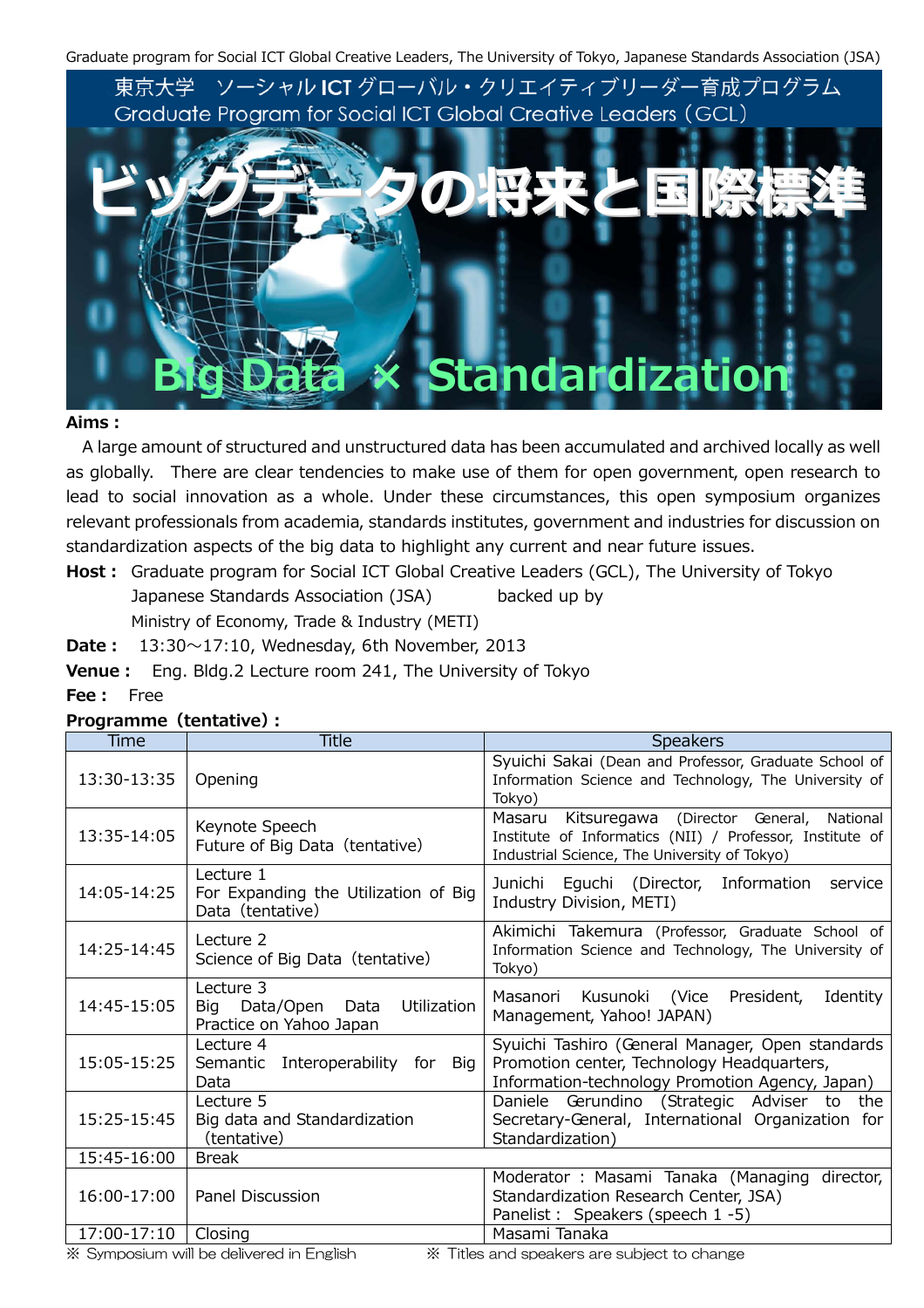Graduate program for Social ICT Global Creative Leaders, The University of Tokyo, Japanese Standards Association (JSA)

東京大学　ソーシャルICTグローバル・クリエイティブリーダー育成プログラム
Graduate Program for Social ICT Global Creative Leaders（GCL）

# ビッグデータの将来と国際標準

# Big Data × Standardization

**Aims :**

A large amount of structured and unstructured data has been accumulated and archived locally as well as globally. There are clear tendencies to make use of them for open government, open research to lead to social innovation as a whole. Under these circumstances, this open symposium organizes relevant professionals from academia, standards institutes, government and industries for discussion on standardization aspects of the big data to highlight any current and near future issues.

**Host :** Graduate program for Social ICT Global Creative Leaders (GCL), The University of Tokyo
Japanese Standards Association (JSA) backed up by
Ministry of Economy, Trade & Industry (METI)

**Date :** 13:30～17:10, Wednesday, 6th November, 2013

**Venue :** Eng. Bldg.2 Lecture room 241, The University of Tokyo

**Fee :** Free

**Programme（tentative）:**

| Time | Title | Speakers |
|---|---|---|
| 13:30-13:35 | Opening | Syuichi Sakai (Dean and Professor, Graduate School of Information Science and Technology, The University of Tokyo) |
| 13:35-14:05 | Keynote Speech<br>Future of Big Data（tentative） | Masaru Kitsuregawa (Director General, National Institute of Informatics (NII) / Professor, Institute of Industrial Science, The University of Tokyo) |
| 14:05-14:25 | Lecture 1<br>For Expanding the Utilization of Big Data（tentative） | Junichi Eguchi (Director, Information service Industry Division, METI) |
| 14:25-14:45 | Lecture 2<br>Science of Big Data（tentative） | Akimichi Takemura (Professor, Graduate School of Information Science and Technology, The University of Tokyo) |
| 14:45-15:05 | Lecture 3<br>Big Data/Open Data Utilization Practice on Yahoo Japan | Masanori Kusunoki (Vice President, Identity Management, Yahoo! JAPAN) |
| 15:05-15:25 | Lecture 4<br>Semantic Interoperability for Big Data | Syuichi Tashiro (General Manager, Open standards Promotion center, Technology Headquarters, Information-technology Promotion Agency, Japan) |
| 15:25-15:45 | Lecture 5<br>Big data and Standardization（tentative） | Daniele Gerundino (Strategic Adviser to the Secretary-General, International Organization for Standardization) |
| 15:45-16:00 | Break | |
| 16:00-17:00 | Panel Discussion | Moderator : Masami Tanaka (Managing director, Standardization Research Center, JSA)<br>Panelist : Speakers (speech 1 -5) |
| 17:00-17:10 | Closing | Masami Tanaka |

※ Symposium will be delivered in English　　※ Titles and speakers are subject to change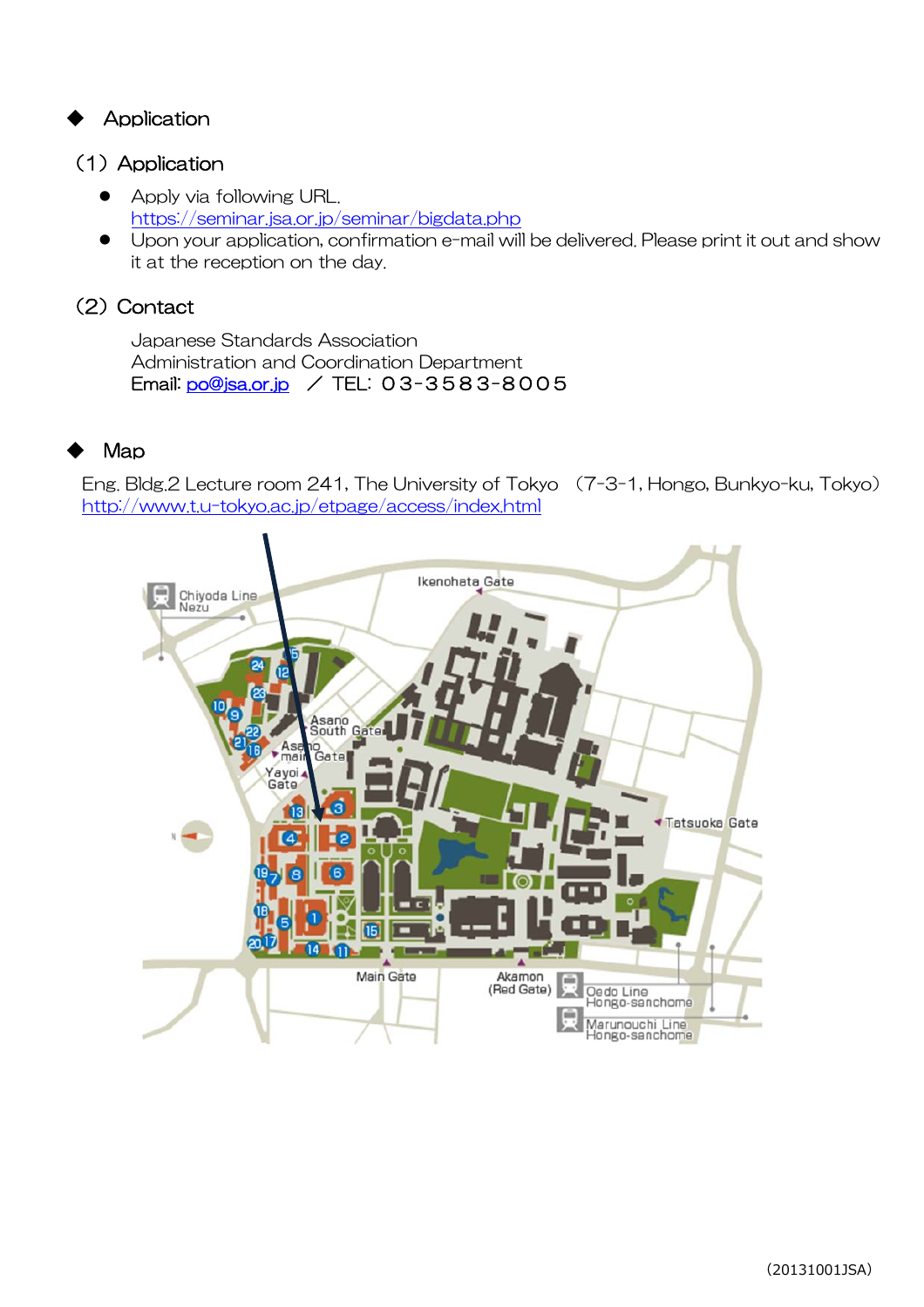## ◆ Application

### (1) Application

- Apply via following URL.
  https://seminar.jsa.or.jp/seminar/bigdata.php
- Upon your application, confirmation e-mail will be delivered. Please print it out and show it at the reception on the day.

### (2) Contact

Japanese Standards Association
Administration and Coordination Department
Email: po@jsa.or.jp ／ TEL: 03-3583-8005

## ◆ Map

Eng. Bldg.2 Lecture room 241, The University of Tokyo (7-3-1, Hongo, Bunkyo-ku, Tokyo)
http://www.t.u-tokyo.ac.jp/etpage/access/index.html

Chiyoda Line
Nezu
Ikenohata Gate
Asano South Gate
Asano main Gate
Yayoi Gate
Tatsuoka Gate
Main Gate
Akamon (Red Gate)
Oedo Line Hongo-sanchome
Marunouchi Line Hongo-sanchome

(20131001JSA)